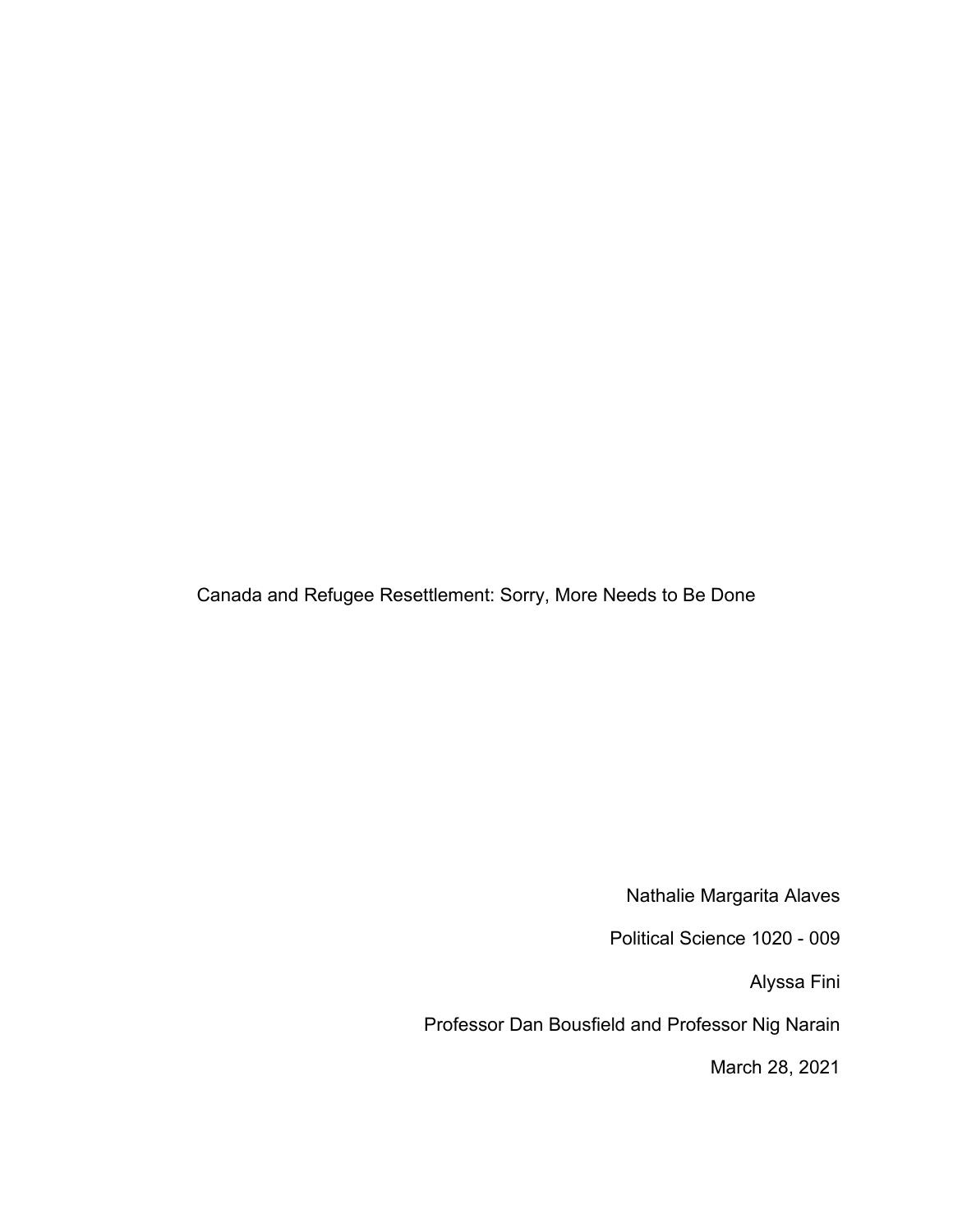# Canada and Refugee Resettlement: Sorry, More Needs to Be Done

Nathalie Margarita Alaves

Political Science 1020 - 009

Alyssa Fini

Professor Dan Bousfield and Professor Nig Narain

March 28, 2021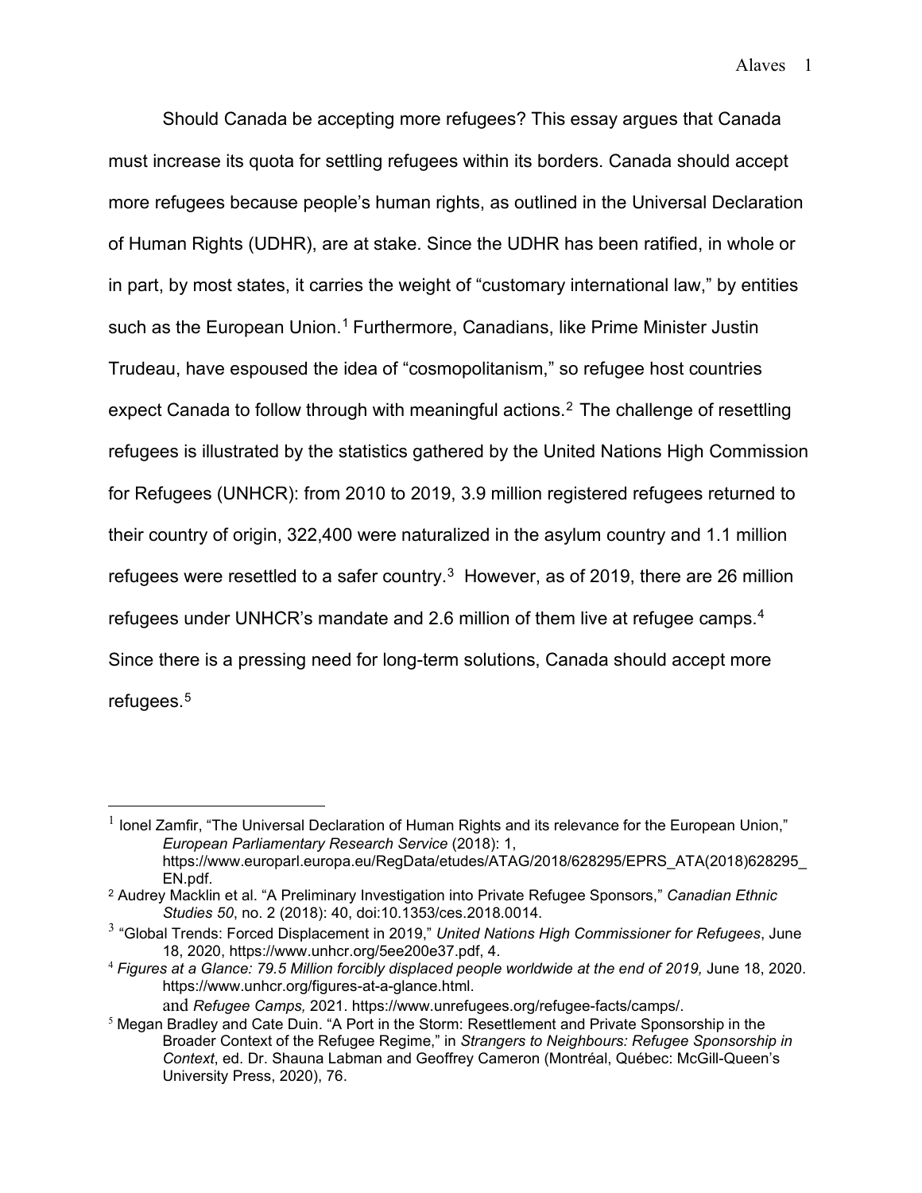Should Canada be accepting more refugees? This essay argues that Canada must increase its quota for settling refugees within its borders. Canada should accept more refugees because people's human rights, as outlined in the Universal Declaration of Human Rights (UDHR), are at stake. Since the UDHR has been ratified, in whole or in part, by most states, it carries the weight of "customary international law," by entities such as the European Union.[1] Furthermore, Canadians, like Prime Minister Justin Trudeau, have espoused the idea of "cosmopolitanism," so refugee host countries expect Canada to follow through with meaningful actions.[2] The challenge of resettling refugees is illustrated by the statistics gathered by the United Nations High Commission for Refugees (UNHCR): from 2010 to 2019, 3.9 million registered refugees returned to their country of origin, 322,400 were naturalized in the asylum country and 1.1 million refugees were resettled to a safer country.[3] However, as of 2019, there are 26 million refugees under UNHCR's mandate and 2.6 million of them live at refugee camps.[4] Since there is a pressing need for long-term solutions, Canada should accept more refugees.[5]

---

[1] Ionel Zamfir, "The Universal Declaration of Human Rights and its relevance for the European Union," *European Parliamentary Research Service* (2018): 1, https://www.europarl.europa.eu/RegData/etudes/ATAG/2018/628295/EPRS_ATA(2018)628295_EN.pdf.

[2] Audrey Macklin et al. "A Preliminary Investigation into Private Refugee Sponsors," *Canadian Ethnic Studies 50*, no. 2 (2018): 40, doi:10.1353/ces.2018.0014.

[3] "Global Trends: Forced Displacement in 2019," *United Nations High Commissioner for Refugees*, June 18, 2020, https://www.unhcr.org/5ee200e37.pdf, 4.

[4] *Figures at a Glance: 79.5 Million forcibly displaced people worldwide at the end of 2019,* June 18, 2020. https://www.unhcr.org/figures-at-a-glance.html.
and *Refugee Camps,* 2021. https://www.unrefugees.org/refugee-facts/camps/.

[5] Megan Bradley and Cate Duin. "A Port in the Storm: Resettlement and Private Sponsorship in the Broader Context of the Refugee Regime," in *Strangers to Neighbours: Refugee Sponsorship in Context*, ed. Dr. Shauna Labman and Geoffrey Cameron (Montréal, Québec: McGill-Queen's University Press, 2020), 76.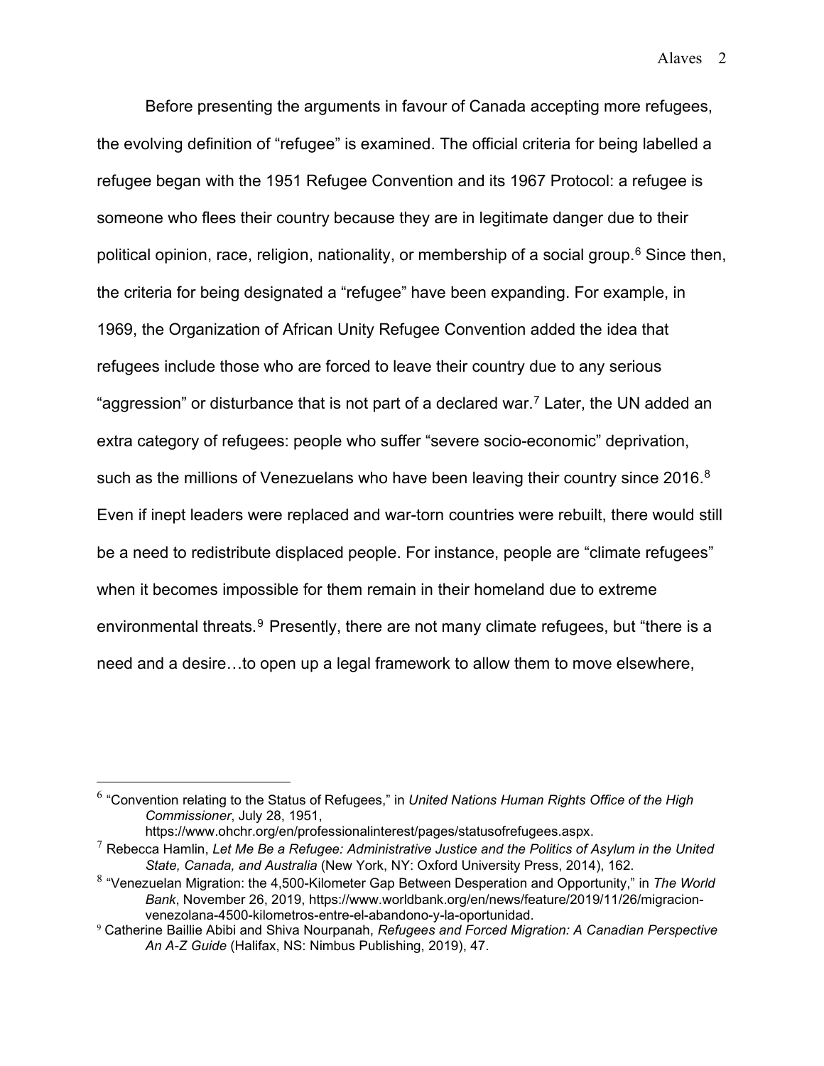Before presenting the arguments in favour of Canada accepting more refugees, the evolving definition of "refugee" is examined. The official criteria for being labelled a refugee began with the 1951 Refugee Convention and its 1967 Protocol: a refugee is someone who flees their country because they are in legitimate danger due to their political opinion, race, religion, nationality, or membership of a social group.[6] Since then, the criteria for being designated a "refugee" have been expanding. For example, in 1969, the Organization of African Unity Refugee Convention added the idea that refugees include those who are forced to leave their country due to any serious "aggression" or disturbance that is not part of a declared war.[7] Later, the UN added an extra category of refugees: people who suffer "severe socio-economic" deprivation, such as the millions of Venezuelans who have been leaving their country since 2016.[8] Even if inept leaders were replaced and war-torn countries were rebuilt, there would still be a need to redistribute displaced people. For instance, people are "climate refugees" when it becomes impossible for them remain in their homeland due to extreme environmental threats.[9] Presently, there are not many climate refugees, but "there is a need and a desire…to open up a legal framework to allow them to move elsewhere,

---

[6] "Convention relating to the Status of Refugees," in *United Nations Human Rights Office of the High Commissioner*, July 28, 1951, https://www.ohchr.org/en/professionalinterest/pages/statusofrefugees.aspx.

[7] Rebecca Hamlin, *Let Me Be a Refugee: Administrative Justice and the Politics of Asylum in the United State, Canada, and Australia* (New York, NY: Oxford University Press, 2014), 162.

[8] "Venezuelan Migration: the 4,500-Kilometer Gap Between Desperation and Opportunity," in *The World Bank*, November 26, 2019, https://www.worldbank.org/en/news/feature/2019/11/26/migracion-venezolana-4500-kilometros-entre-el-abandono-y-la-oportunidad.

[9] Catherine Baillie Abibi and Shiva Nourpanah, *Refugees and Forced Migration: A Canadian Perspective An A-Z Guide* (Halifax, NS: Nimbus Publishing, 2019), 47.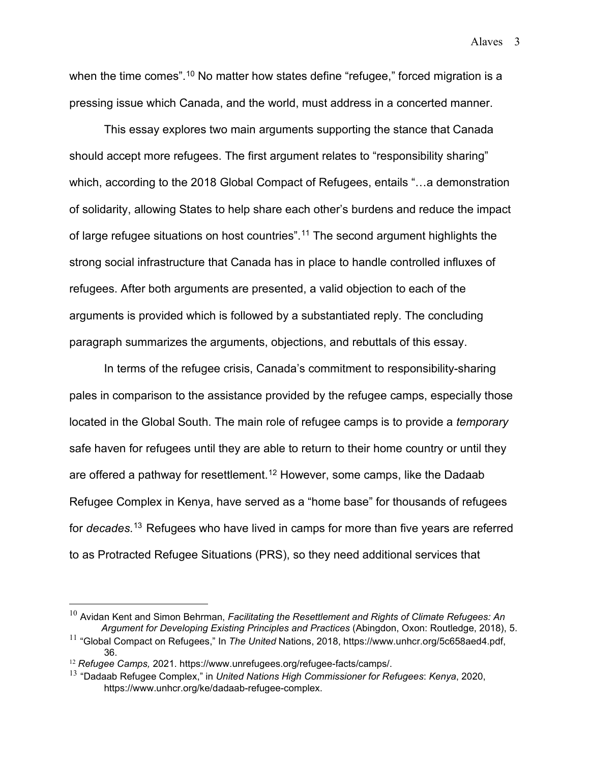when the time comes".[10] No matter how states define "refugee," forced migration is a pressing issue which Canada, and the world, must address in a concerted manner.

This essay explores two main arguments supporting the stance that Canada should accept more refugees. The first argument relates to "responsibility sharing" which, according to the 2018 Global Compact of Refugees, entails "…a demonstration of solidarity, allowing States to help share each other's burdens and reduce the impact of large refugee situations on host countries".[11] The second argument highlights the strong social infrastructure that Canada has in place to handle controlled influxes of refugees. After both arguments are presented, a valid objection to each of the arguments is provided which is followed by a substantiated reply. The concluding paragraph summarizes the arguments, objections, and rebuttals of this essay.

In terms of the refugee crisis, Canada's commitment to responsibility-sharing pales in comparison to the assistance provided by the refugee camps, especially those located in the Global South. The main role of refugee camps is to provide a *temporary* safe haven for refugees until they are able to return to their home country or until they are offered a pathway for resettlement.[12] However, some camps, like the Dadaab Refugee Complex in Kenya, have served as a "home base" for thousands of refugees for *decades*.[13] Refugees who have lived in camps for more than five years are referred to as Protracted Refugee Situations (PRS), so they need additional services that

---

[10] Avidan Kent and Simon Behrman, *Facilitating the Resettlement and Rights of Climate Refugees: An Argument for Developing Existing Principles and Practices* (Abingdon, Oxon: Routledge, 2018), 5.

[11] "Global Compact on Refugees," In *The United* Nations, 2018, https://www.unhcr.org/5c658aed4.pdf, 36.

[12] *Refugee Camps,* 2021. https://www.unrefugees.org/refugee-facts/camps/.

[13] "Dadaab Refugee Complex," in *United Nations High Commissioner for Refugees*: *Kenya*, 2020, https://www.unhcr.org/ke/dadaab-refugee-complex.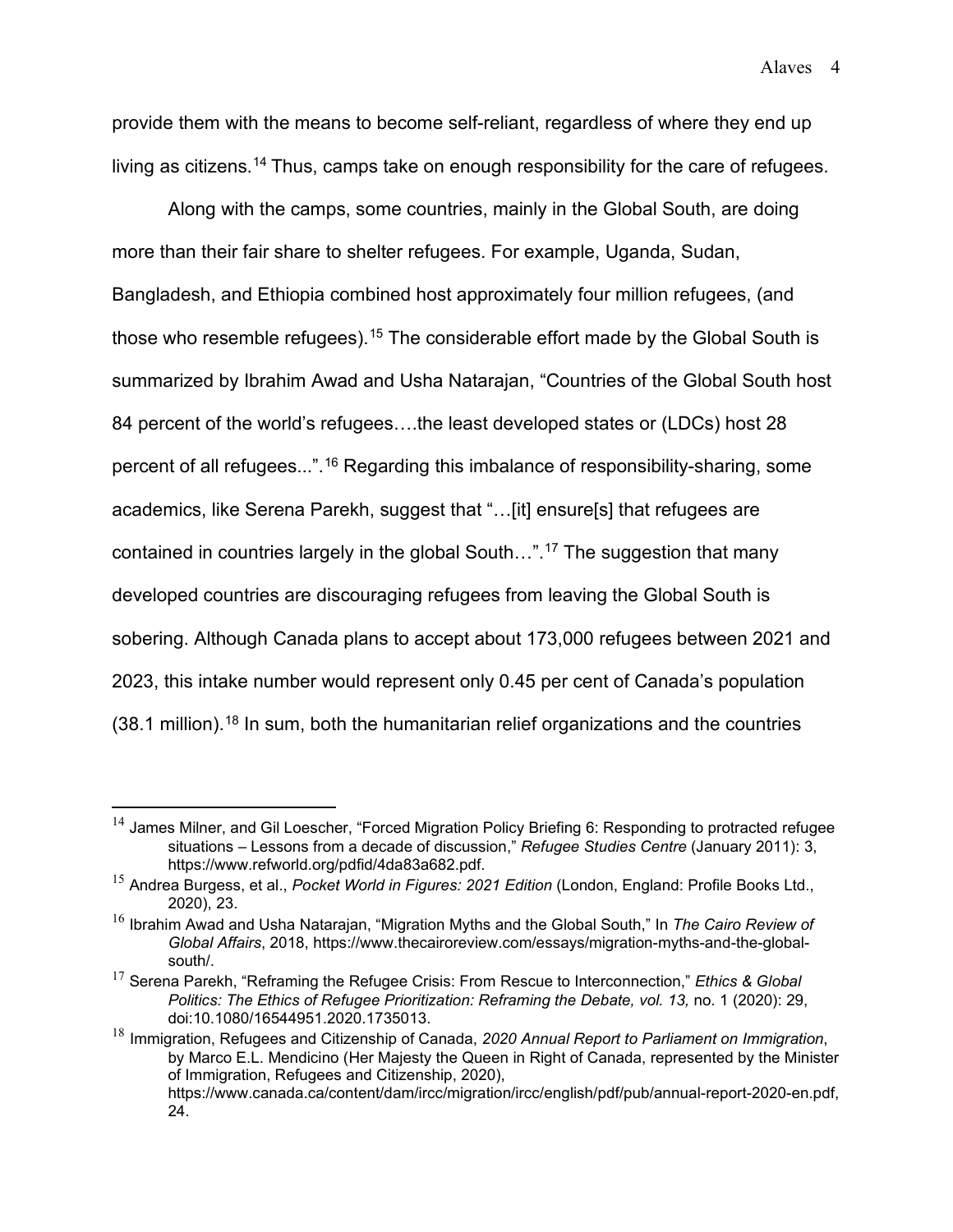provide them with the means to become self-reliant, regardless of where they end up living as citizens.[14] Thus, camps take on enough responsibility for the care of refugees.

Along with the camps, some countries, mainly in the Global South, are doing more than their fair share to shelter refugees. For example, Uganda, Sudan, Bangladesh, and Ethiopia combined host approximately four million refugees, (and those who resemble refugees).[15] The considerable effort made by the Global South is summarized by Ibrahim Awad and Usha Natarajan, "Countries of the Global South host 84 percent of the world's refugees….the least developed states or (LDCs) host 28 percent of all refugees...".[16] Regarding this imbalance of responsibility-sharing, some academics, like Serena Parekh, suggest that "…[it] ensure[s] that refugees are contained in countries largely in the global South…".[17] The suggestion that many developed countries are discouraging refugees from leaving the Global South is sobering. Although Canada plans to accept about 173,000 refugees between 2021 and 2023, this intake number would represent only 0.45 per cent of Canada's population (38.1 million).[18] In sum, both the humanitarian relief organizations and the countries

---

[14] James Milner, and Gil Loescher, "Forced Migration Policy Briefing 6: Responding to protracted refugee situations – Lessons from a decade of discussion," *Refugee Studies Centre* (January 2011): 3, https://www.refworld.org/pdfid/4da83a682.pdf.

[15] Andrea Burgess, et al., *Pocket World in Figures: 2021 Edition* (London, England: Profile Books Ltd., 2020), 23.

[16] Ibrahim Awad and Usha Natarajan, "Migration Myths and the Global South," In *The Cairo Review of Global Affairs*, 2018, https://www.thecairoreview.com/essays/migration-myths-and-the-global-south/.

[17] Serena Parekh, "Reframing the Refugee Crisis: From Rescue to Interconnection," *Ethics & Global Politics: The Ethics of Refugee Prioritization: Reframing the Debate, vol. 13,* no. 1 (2020): 29, doi:10.1080/16544951.2020.1735013.

[18] Immigration, Refugees and Citizenship of Canada, *2020 Annual Report to Parliament on Immigration*, by Marco E.L. Mendicino (Her Majesty the Queen in Right of Canada, represented by the Minister of Immigration, Refugees and Citizenship, 2020), https://www.canada.ca/content/dam/ircc/migration/ircc/english/pdf/pub/annual-report-2020-en.pdf, 24.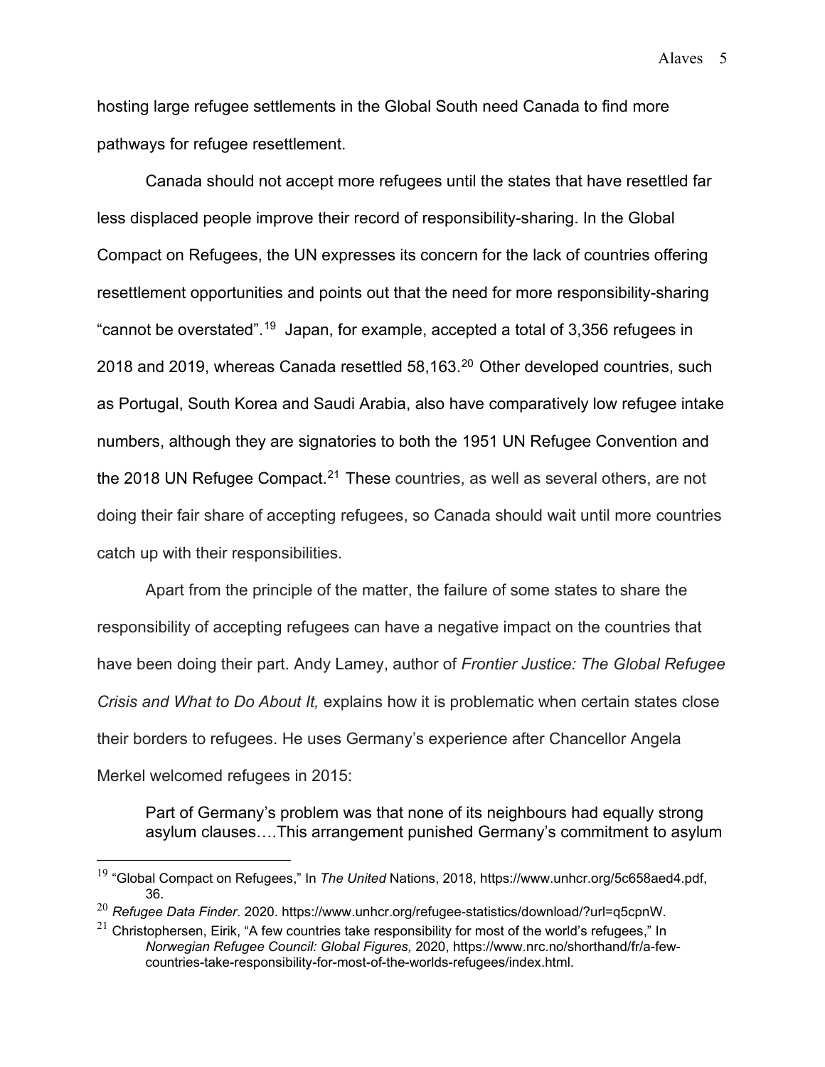hosting large refugee settlements in the Global South need Canada to find more pathways for refugee resettlement.

Canada should not accept more refugees until the states that have resettled far less displaced people improve their record of responsibility-sharing. In the Global Compact on Refugees, the UN expresses its concern for the lack of countries offering resettlement opportunities and points out that the need for more responsibility-sharing "cannot be overstated".[19] Japan, for example, accepted a total of 3,356 refugees in 2018 and 2019, whereas Canada resettled 58,163.[20] Other developed countries, such as Portugal, South Korea and Saudi Arabia, also have comparatively low refugee intake numbers, although they are signatories to both the 1951 UN Refugee Convention and the 2018 UN Refugee Compact.[21] These countries, as well as several others, are not doing their fair share of accepting refugees, so Canada should wait until more countries catch up with their responsibilities.

Apart from the principle of the matter, the failure of some states to share the responsibility of accepting refugees can have a negative impact on the countries that have been doing their part. Andy Lamey, author of *Frontier Justice: The Global Refugee Crisis and What to Do About It,* explains how it is problematic when certain states close their borders to refugees. He uses Germany's experience after Chancellor Angela Merkel welcomed refugees in 2015:

> Part of Germany's problem was that none of its neighbours had equally strong asylum clauses….This arrangement punished Germany's commitment to asylum

---

[19] "Global Compact on Refugees," In *The United* Nations, 2018, https://www.unhcr.org/5c658aed4.pdf, 36.

[20] *Refugee Data Finder*. 2020. https://www.unhcr.org/refugee-statistics/download/?url=q5cpnW.

[21] Christophersen, Eirik, "A few countries take responsibility for most of the world's refugees," In *Norwegian Refugee Council: Global Figures,* 2020, https://www.nrc.no/shorthand/fr/a-few-countries-take-responsibility-for-most-of-the-worlds-refugees/index.html.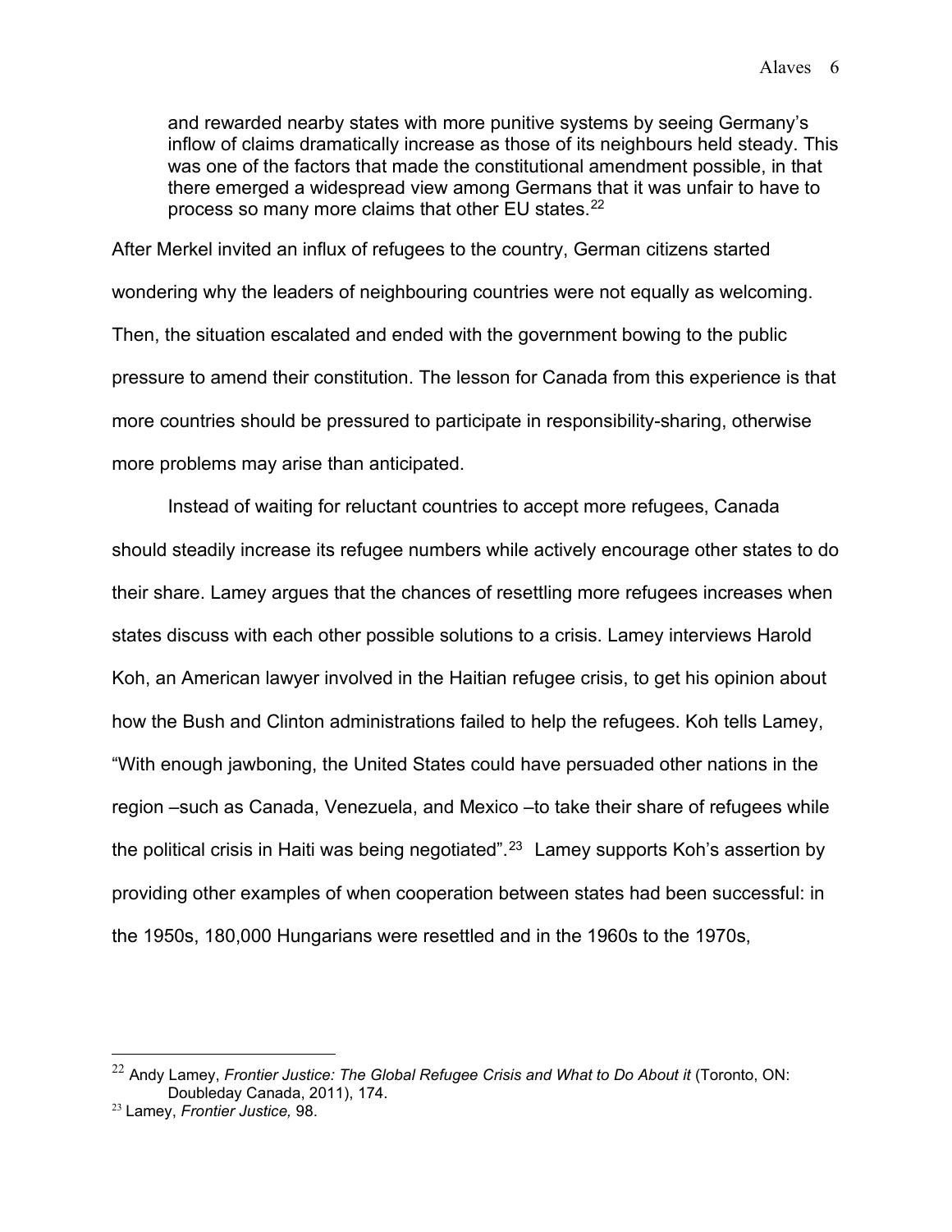> and rewarded nearby states with more punitive systems by seeing Germany's inflow of claims dramatically increase as those of its neighbours held steady. This was one of the factors that made the constitutional amendment possible, in that there emerged a widespread view among Germans that it was unfair to have to process so many more claims that other EU states.[22]

After Merkel invited an influx of refugees to the country, German citizens started wondering why the leaders of neighbouring countries were not equally as welcoming. Then, the situation escalated and ended with the government bowing to the public pressure to amend their constitution. The lesson for Canada from this experience is that more countries should be pressured to participate in responsibility-sharing, otherwise more problems may arise than anticipated.

Instead of waiting for reluctant countries to accept more refugees, Canada should steadily increase its refugee numbers while actively encourage other states to do their share. Lamey argues that the chances of resettling more refugees increases when states discuss with each other possible solutions to a crisis. Lamey interviews Harold Koh, an American lawyer involved in the Haitian refugee crisis, to get his opinion about how the Bush and Clinton administrations failed to help the refugees. Koh tells Lamey, "With enough jawboning, the United States could have persuaded other nations in the region –such as Canada, Venezuela, and Mexico –to take their share of refugees while the political crisis in Haiti was being negotiated".[23] Lamey supports Koh's assertion by providing other examples of when cooperation between states had been successful: in the 1950s, 180,000 Hungarians were resettled and in the 1960s to the 1970s,

---

[22] Andy Lamey, *Frontier Justice: The Global Refugee Crisis and What to Do About it* (Toronto, ON: Doubleday Canada, 2011), 174.

[23] Lamey, *Frontier Justice,* 98.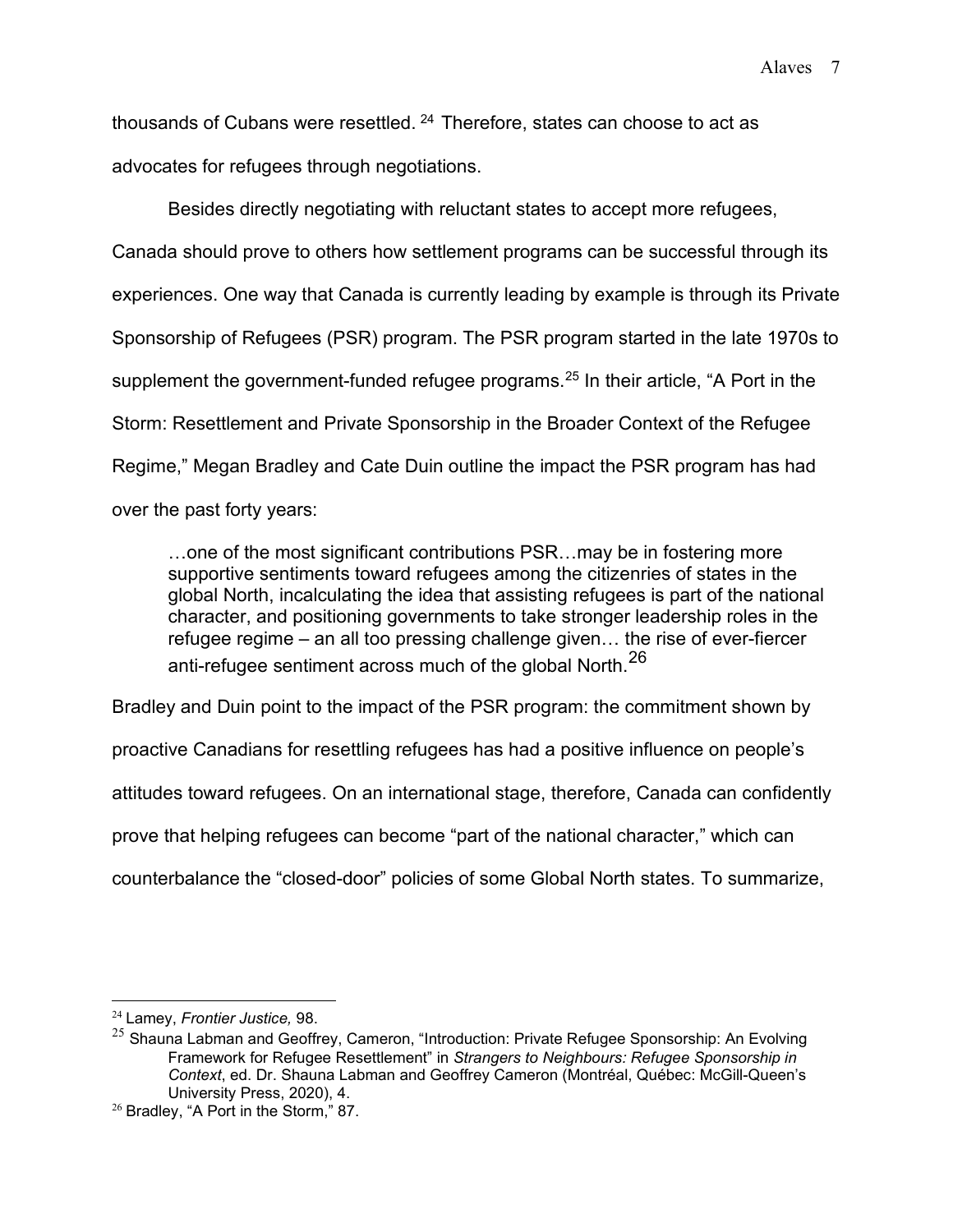thousands of Cubans were resettled.[24] Therefore, states can choose to act as advocates for refugees through negotiations.

Besides directly negotiating with reluctant states to accept more refugees, Canada should prove to others how settlement programs can be successful through its experiences. One way that Canada is currently leading by example is through its Private Sponsorship of Refugees (PSR) program. The PSR program started in the late 1970s to supplement the government-funded refugee programs.[25] In their article, "A Port in the Storm: Resettlement and Private Sponsorship in the Broader Context of the Refugee Regime," Megan Bradley and Cate Duin outline the impact the PSR program has had over the past forty years:

> …one of the most significant contributions PSR…may be in fostering more supportive sentiments toward refugees among the citizenries of states in the global North, incalculating the idea that assisting refugees is part of the national character, and positioning governments to take stronger leadership roles in the refugee regime – an all too pressing challenge given… the rise of ever-fiercer anti-refugee sentiment across much of the global North.[26]

Bradley and Duin point to the impact of the PSR program: the commitment shown by proactive Canadians for resettling refugees has had a positive influence on people's attitudes toward refugees. On an international stage, therefore, Canada can confidently prove that helping refugees can become "part of the national character," which can counterbalance the "closed-door" policies of some Global North states. To summarize,

---

[24] Lamey, *Frontier Justice,* 98.

[25] Shauna Labman and Geoffrey, Cameron, "Introduction: Private Refugee Sponsorship: An Evolving Framework for Refugee Resettlement" in *Strangers to Neighbours: Refugee Sponsorship in Context*, ed. Dr. Shauna Labman and Geoffrey Cameron (Montréal, Québec: McGill-Queen's University Press, 2020), 4.

[26] Bradley, "A Port in the Storm," 87.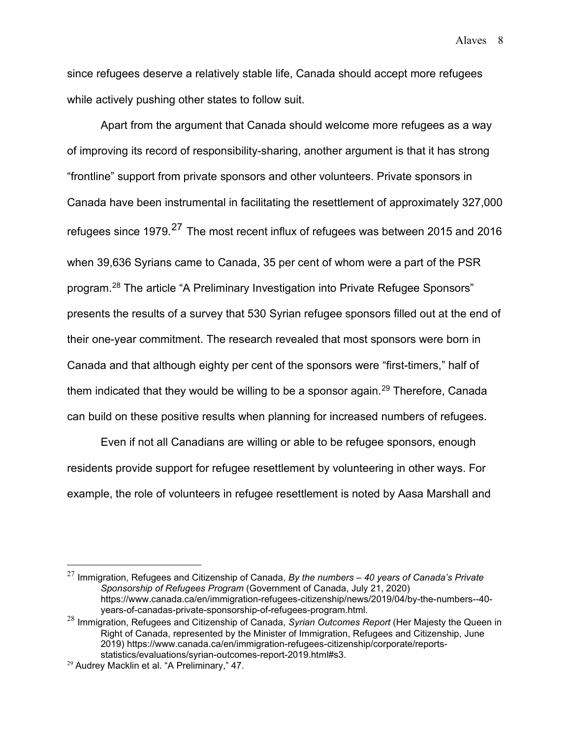since refugees deserve a relatively stable life, Canada should accept more refugees while actively pushing other states to follow suit.

Apart from the argument that Canada should welcome more refugees as a way of improving its record of responsibility-sharing, another argument is that it has strong "frontline" support from private sponsors and other volunteers. Private sponsors in Canada have been instrumental in facilitating the resettlement of approximately 327,000 refugees since 1979.[27] The most recent influx of refugees was between 2015 and 2016 when 39,636 Syrians came to Canada, 35 per cent of whom were a part of the PSR program.[28] The article "A Preliminary Investigation into Private Refugee Sponsors" presents the results of a survey that 530 Syrian refugee sponsors filled out at the end of their one-year commitment. The research revealed that most sponsors were born in Canada and that although eighty per cent of the sponsors were "first-timers," half of them indicated that they would be willing to be a sponsor again.[29] Therefore, Canada can build on these positive results when planning for increased numbers of refugees.

Even if not all Canadians are willing or able to be refugee sponsors, enough residents provide support for refugee resettlement by volunteering in other ways. For example, the role of volunteers in refugee resettlement is noted by Aasa Marshall and

---

[27] Immigration, Refugees and Citizenship of Canada, *By the numbers – 40 years of Canada's Private Sponsorship of Refugees Program* (Government of Canada, July 21, 2020) https://www.canada.ca/en/immigration-refugees-citizenship/news/2019/04/by-the-numbers--40-years-of-canadas-private-sponsorship-of-refugees-program.html.

[28] Immigration, Refugees and Citizenship of Canada, *Syrian Outcomes Report* (Her Majesty the Queen in Right of Canada, represented by the Minister of Immigration, Refugees and Citizenship, June 2019) https://www.canada.ca/en/immigration-refugees-citizenship/corporate/reports-statistics/evaluations/syrian-outcomes-report-2019.html#s3.

[29] Audrey Macklin et al. "A Preliminary," 47.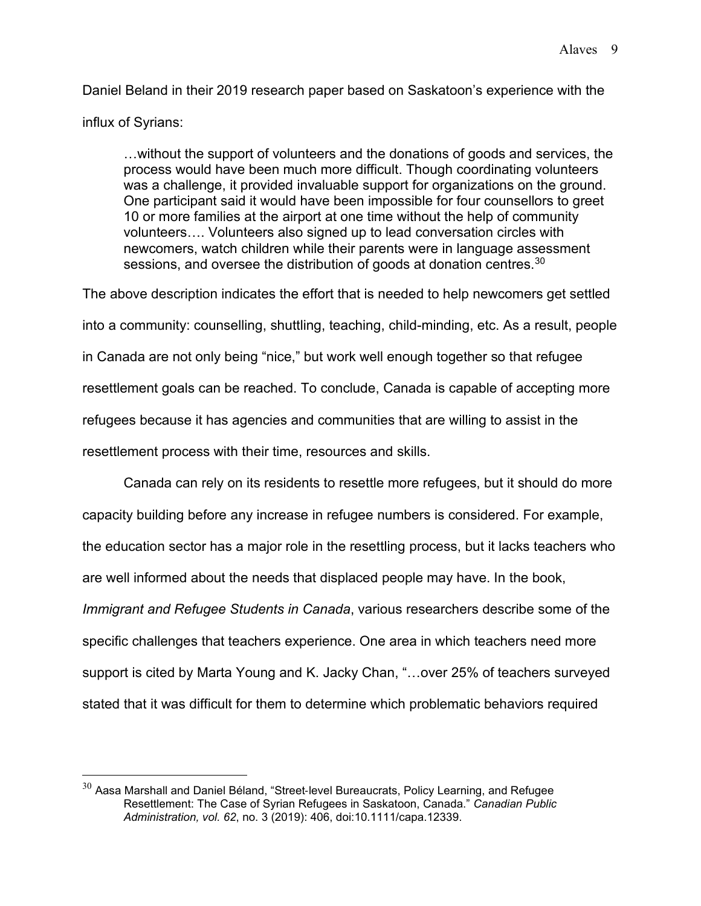Daniel Beland in their 2019 research paper based on Saskatoon's experience with the influx of Syrians:

> …without the support of volunteers and the donations of goods and services, the process would have been much more difficult. Though coordinating volunteers was a challenge, it provided invaluable support for organizations on the ground. One participant said it would have been impossible for four counsellors to greet 10 or more families at the airport at one time without the help of community volunteers…. Volunteers also signed up to lead conversation circles with newcomers, watch children while their parents were in language assessment sessions, and oversee the distribution of goods at donation centres.[30]

The above description indicates the effort that is needed to help newcomers get settled into a community: counselling, shuttling, teaching, child-minding, etc. As a result, people in Canada are not only being "nice," but work well enough together so that refugee resettlement goals can be reached. To conclude, Canada is capable of accepting more refugees because it has agencies and communities that are willing to assist in the resettlement process with their time, resources and skills.

Canada can rely on its residents to resettle more refugees, but it should do more capacity building before any increase in refugee numbers is considered. For example, the education sector has a major role in the resettling process, but it lacks teachers who are well informed about the needs that displaced people may have. In the book, *Immigrant and Refugee Students in Canada*, various researchers describe some of the specific challenges that teachers experience. One area in which teachers need more support is cited by Marta Young and K. Jacky Chan, "…over 25% of teachers surveyed stated that it was difficult for them to determine which problematic behaviors required

---

[30] Aasa Marshall and Daniel Béland, "Street-level Bureaucrats, Policy Learning, and Refugee Resettlement: The Case of Syrian Refugees in Saskatoon, Canada." *Canadian Public Administration, vol. 62*, no. 3 (2019): 406, doi:10.1111/capa.12339.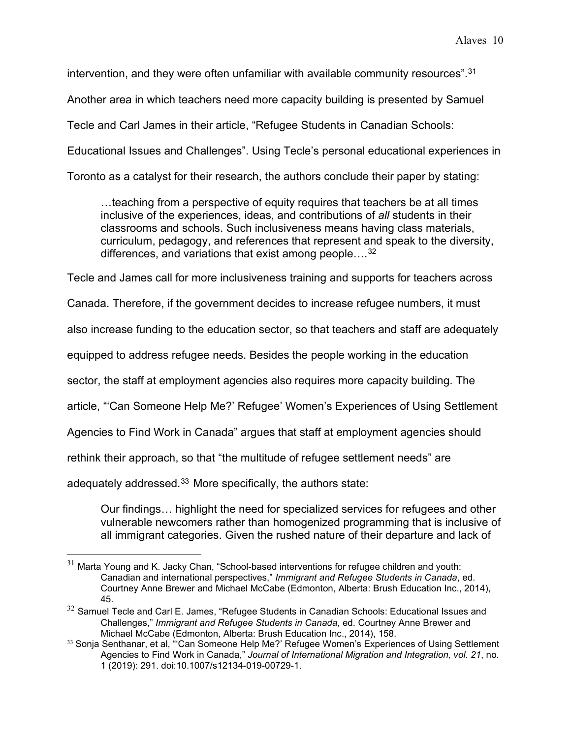intervention, and they were often unfamiliar with available community resources".[31] Another area in which teachers need more capacity building is presented by Samuel Tecle and Carl James in their article, "Refugee Students in Canadian Schools: Educational Issues and Challenges". Using Tecle's personal educational experiences in Toronto as a catalyst for their research, the authors conclude their paper by stating:

> …teaching from a perspective of equity requires that teachers be at all times inclusive of the experiences, ideas, and contributions of *all* students in their classrooms and schools. Such inclusiveness means having class materials, curriculum, pedagogy, and references that represent and speak to the diversity, differences, and variations that exist among people….[32]

Tecle and James call for more inclusiveness training and supports for teachers across Canada. Therefore, if the government decides to increase refugee numbers, it must also increase funding to the education sector, so that teachers and staff are adequately equipped to address refugee needs. Besides the people working in the education sector, the staff at employment agencies also requires more capacity building. The article, "'Can Someone Help Me?' Refugee' Women's Experiences of Using Settlement Agencies to Find Work in Canada" argues that staff at employment agencies should rethink their approach, so that "the multitude of refugee settlement needs" are adequately addressed.[33] More specifically, the authors state:

> Our findings… highlight the need for specialized services for refugees and other vulnerable newcomers rather than homogenized programming that is inclusive of all immigrant categories. Given the rushed nature of their departure and lack of

---

[31] Marta Young and K. Jacky Chan, "School-based interventions for refugee children and youth: Canadian and international perspectives," *Immigrant and Refugee Students in Canada*, ed. Courtney Anne Brewer and Michael McCabe (Edmonton, Alberta: Brush Education Inc., 2014), 45.

[32] Samuel Tecle and Carl E. James, "Refugee Students in Canadian Schools: Educational Issues and Challenges," *Immigrant and Refugee Students in Canada*, ed. Courtney Anne Brewer and Michael McCabe (Edmonton, Alberta: Brush Education Inc., 2014), 158.

[33] Sonja Senthanar, et al, "'Can Someone Help Me?' Refugee Women's Experiences of Using Settlement Agencies to Find Work in Canada," *Journal of International Migration and Integration, vol. 21*, no. 1 (2019): 291. doi:10.1007/s12134-019-00729-1.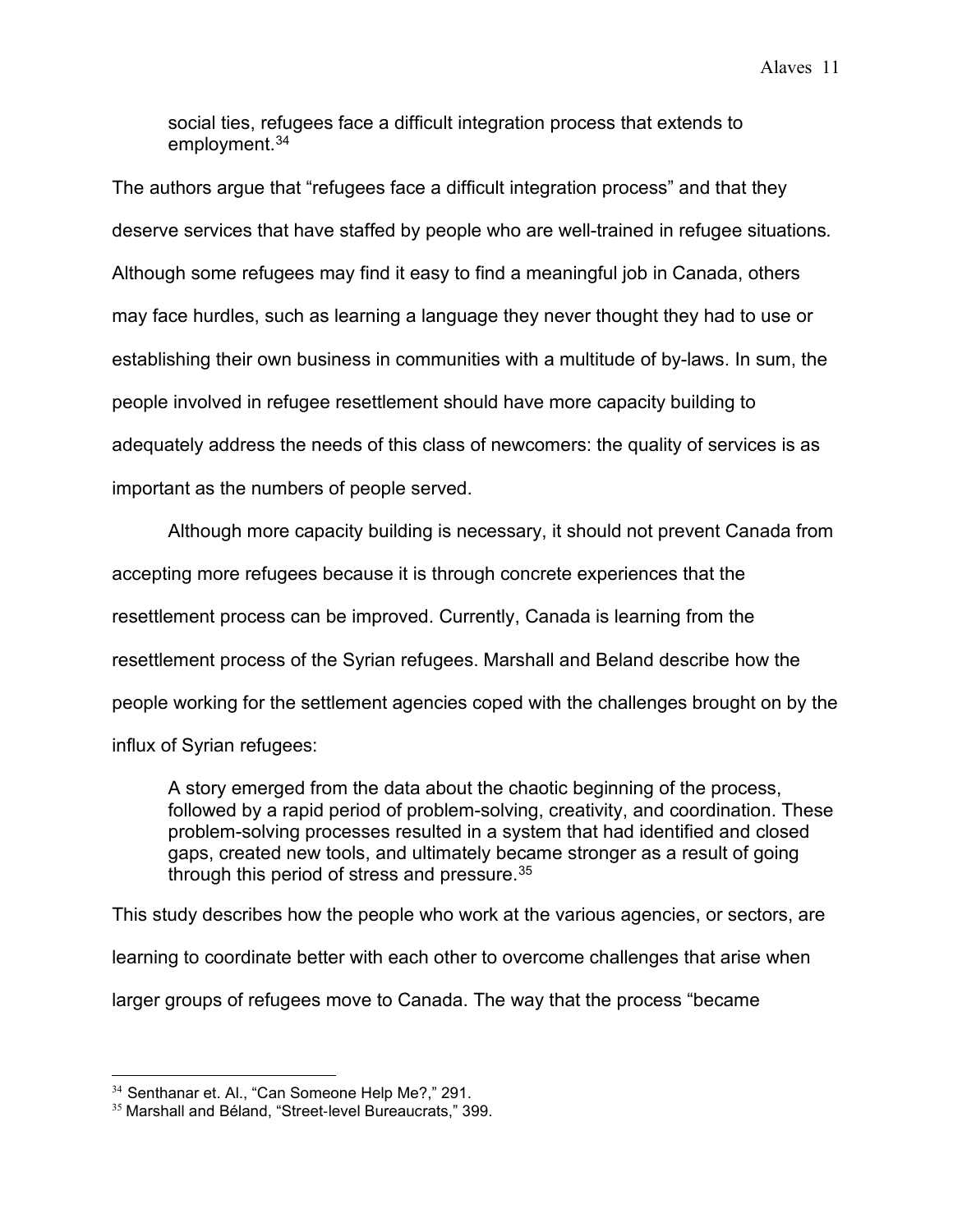> social ties, refugees face a difficult integration process that extends to employment.[34]

The authors argue that "refugees face a difficult integration process" and that they deserve services that have staffed by people who are well-trained in refugee situations. Although some refugees may find it easy to find a meaningful job in Canada, others may face hurdles, such as learning a language they never thought they had to use or establishing their own business in communities with a multitude of by-laws. In sum, the people involved in refugee resettlement should have more capacity building to adequately address the needs of this class of newcomers: the quality of services is as important as the numbers of people served.

Although more capacity building is necessary, it should not prevent Canada from accepting more refugees because it is through concrete experiences that the resettlement process can be improved. Currently, Canada is learning from the resettlement process of the Syrian refugees. Marshall and Beland describe how the people working for the settlement agencies coped with the challenges brought on by the influx of Syrian refugees:

> A story emerged from the data about the chaotic beginning of the process, followed by a rapid period of problem-solving, creativity, and coordination. These problem-solving processes resulted in a system that had identified and closed gaps, created new tools, and ultimately became stronger as a result of going through this period of stress and pressure.[35]

This study describes how the people who work at the various agencies, or sectors, are learning to coordinate better with each other to overcome challenges that arise when larger groups of refugees move to Canada. The way that the process "became

---

[34] Senthanar et. Al., "Can Someone Help Me?," 291.

[35] Marshall and Béland, "Street-level Bureaucrats," 399.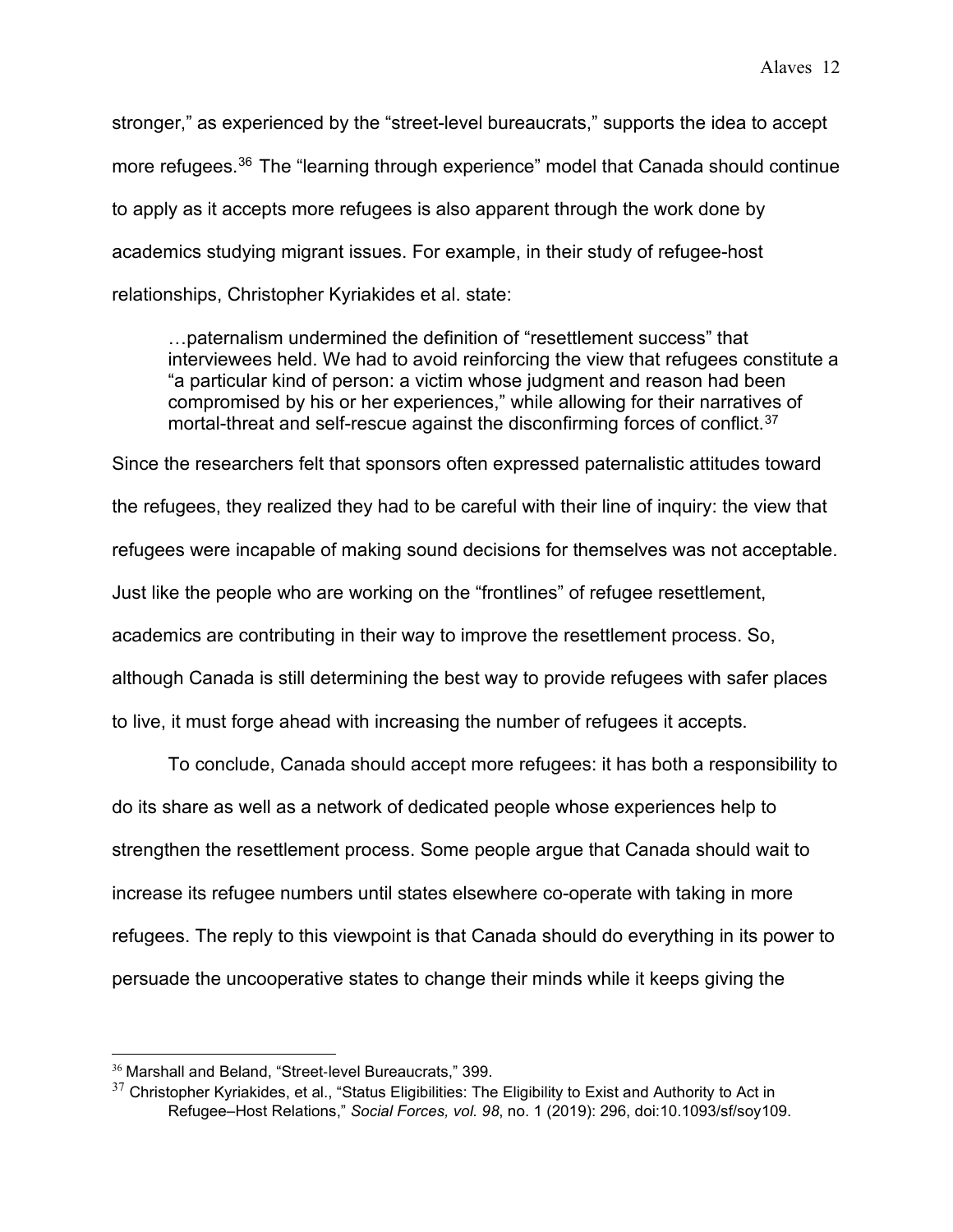stronger," as experienced by the "street-level bureaucrats," supports the idea to accept more refugees.[36] The "learning through experience" model that Canada should continue to apply as it accepts more refugees is also apparent through the work done by academics studying migrant issues. For example, in their study of refugee-host relationships, Christopher Kyriakides et al. state:

> …paternalism undermined the definition of "resettlement success" that interviewees held. We had to avoid reinforcing the view that refugees constitute a "a particular kind of person: a victim whose judgment and reason had been compromised by his or her experiences," while allowing for their narratives of mortal-threat and self-rescue against the disconfirming forces of conflict.[37]

Since the researchers felt that sponsors often expressed paternalistic attitudes toward the refugees, they realized they had to be careful with their line of inquiry: the view that refugees were incapable of making sound decisions for themselves was not acceptable. Just like the people who are working on the "frontlines" of refugee resettlement, academics are contributing in their way to improve the resettlement process. So, although Canada is still determining the best way to provide refugees with safer places to live, it must forge ahead with increasing the number of refugees it accepts.

To conclude, Canada should accept more refugees: it has both a responsibility to do its share as well as a network of dedicated people whose experiences help to strengthen the resettlement process. Some people argue that Canada should wait to increase its refugee numbers until states elsewhere co-operate with taking in more refugees. The reply to this viewpoint is that Canada should do everything in its power to persuade the uncooperative states to change their minds while it keeps giving the

---

[36] Marshall and Beland, "Street-level Bureaucrats," 399.

[37] Christopher Kyriakides, et al., "Status Eligibilities: The Eligibility to Exist and Authority to Act in Refugee–Host Relations," *Social Forces, vol. 98*, no. 1 (2019): 296, doi:10.1093/sf/soy109.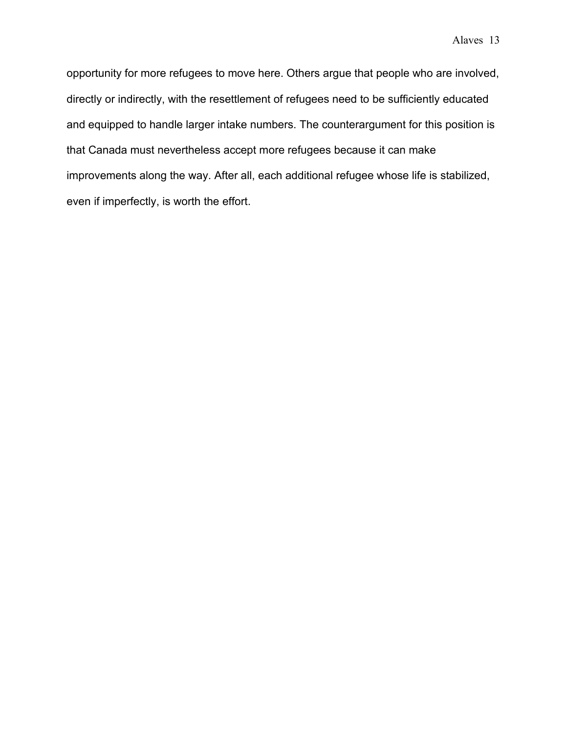opportunity for more refugees to move here. Others argue that people who are involved, directly or indirectly, with the resettlement of refugees need to be sufficiently educated and equipped to handle larger intake numbers. The counterargument for this position is that Canada must nevertheless accept more refugees because it can make improvements along the way. After all, each additional refugee whose life is stabilized, even if imperfectly, is worth the effort.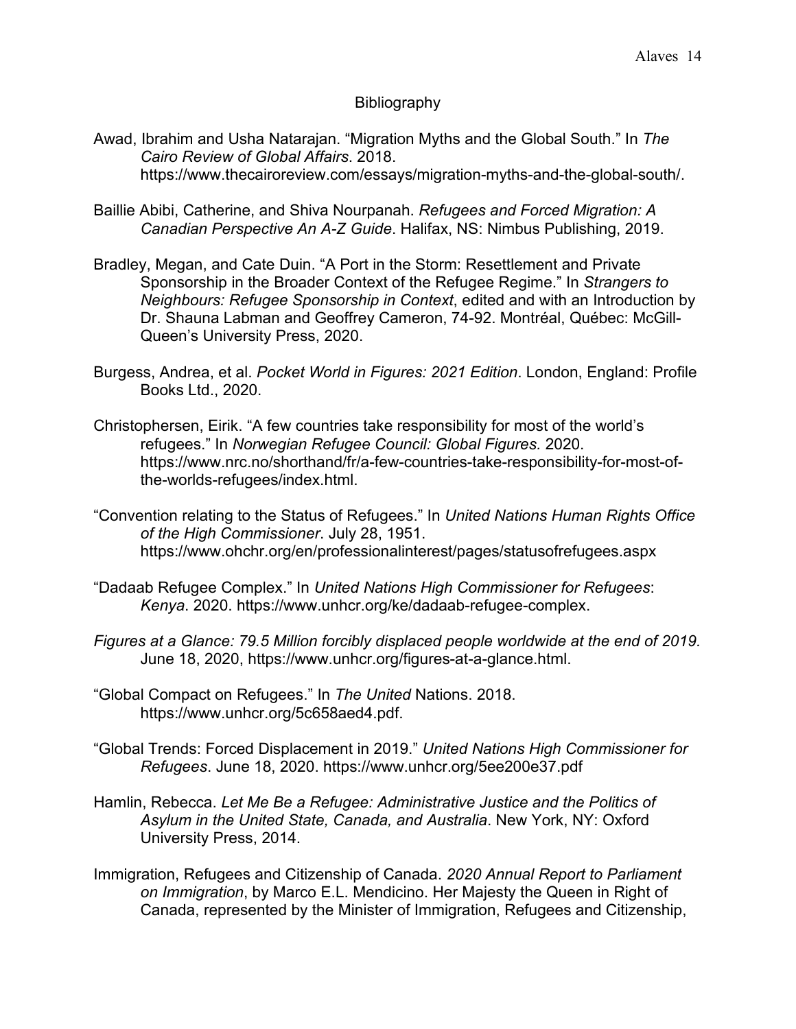# Bibliography

Awad, Ibrahim and Usha Natarajan. "Migration Myths and the Global South." In *The Cairo Review of Global Affairs*. 2018. https://www.thecairoreview.com/essays/migration-myths-and-the-global-south/.

Baillie Abibi, Catherine, and Shiva Nourpanah. *Refugees and Forced Migration: A Canadian Perspective An A-Z Guide*. Halifax, NS: Nimbus Publishing, 2019.

Bradley, Megan, and Cate Duin. "A Port in the Storm: Resettlement and Private Sponsorship in the Broader Context of the Refugee Regime." In *Strangers to Neighbours: Refugee Sponsorship in Context*, edited and with an Introduction by Dr. Shauna Labman and Geoffrey Cameron, 74-92. Montréal, Québec: McGill-Queen's University Press, 2020.

Burgess, Andrea, et al. *Pocket World in Figures: 2021 Edition*. London, England: Profile Books Ltd., 2020.

Christophersen, Eirik. "A few countries take responsibility for most of the world's refugees." In *Norwegian Refugee Council: Global Figures.* 2020. https://www.nrc.no/shorthand/fr/a-few-countries-take-responsibility-for-most-of-the-worlds-refugees/index.html.

"Convention relating to the Status of Refugees." In *United Nations Human Rights Office of the High Commissioner*. July 28, 1951. https://www.ohchr.org/en/professionalinterest/pages/statusofrefugees.aspx

"Dadaab Refugee Complex." In *United Nations High Commissioner for Refugees*: *Kenya*. 2020. https://www.unhcr.org/ke/dadaab-refugee-complex.

*Figures at a Glance: 79.5 Million forcibly displaced people worldwide at the end of 2019.* June 18, 2020, https://www.unhcr.org/figures-at-a-glance.html.

"Global Compact on Refugees." In *The United* Nations. 2018. https://www.unhcr.org/5c658aed4.pdf.

"Global Trends: Forced Displacement in 2019." *United Nations High Commissioner for Refugees*. June 18, 2020. https://www.unhcr.org/5ee200e37.pdf

Hamlin, Rebecca. *Let Me Be a Refugee: Administrative Justice and the Politics of Asylum in the United State, Canada, and Australia*. New York, NY: Oxford University Press, 2014.

Immigration, Refugees and Citizenship of Canada. *2020 Annual Report to Parliament on Immigration*, by Marco E.L. Mendicino. Her Majesty the Queen in Right of Canada, represented by the Minister of Immigration, Refugees and Citizenship,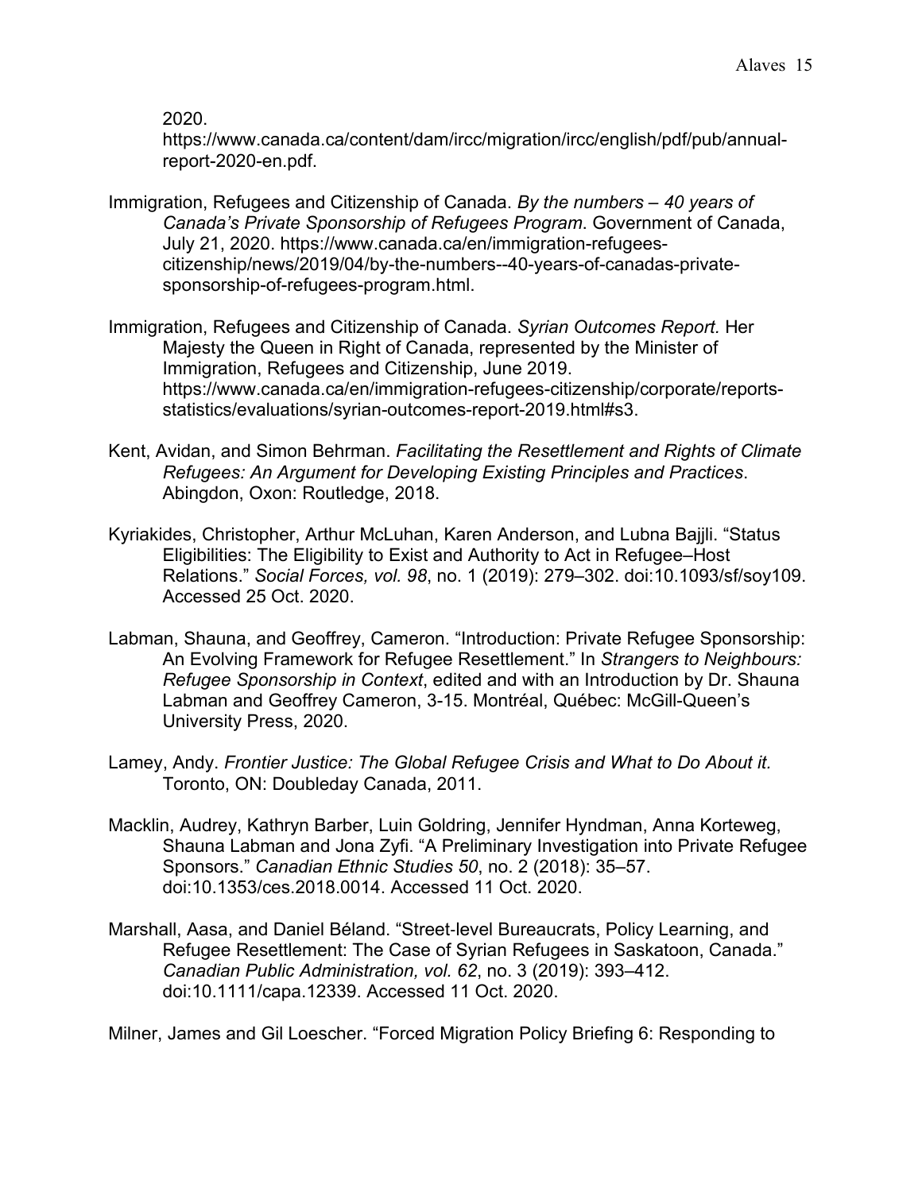2020. https://www.canada.ca/content/dam/ircc/migration/ircc/english/pdf/pub/annual-report-2020-en.pdf.

Immigration, Refugees and Citizenship of Canada. *By the numbers – 40 years of Canada's Private Sponsorship of Refugees Program*. Government of Canada, July 21, 2020. https://www.canada.ca/en/immigration-refugees-citizenship/news/2019/04/by-the-numbers--40-years-of-canadas-private-sponsorship-of-refugees-program.html.

Immigration, Refugees and Citizenship of Canada. *Syrian Outcomes Report.* Her Majesty the Queen in Right of Canada, represented by the Minister of Immigration, Refugees and Citizenship, June 2019. https://www.canada.ca/en/immigration-refugees-citizenship/corporate/reports-statistics/evaluations/syrian-outcomes-report-2019.html#s3.

Kent, Avidan, and Simon Behrman. *Facilitating the Resettlement and Rights of Climate Refugees: An Argument for Developing Existing Principles and Practices*. Abingdon, Oxon: Routledge, 2018.

Kyriakides, Christopher, Arthur McLuhan, Karen Anderson, and Lubna Bajjli. "Status Eligibilities: The Eligibility to Exist and Authority to Act in Refugee–Host Relations." *Social Forces, vol. 98*, no. 1 (2019): 279–302. doi:10.1093/sf/soy109. Accessed 25 Oct. 2020.

Labman, Shauna, and Geoffrey, Cameron. "Introduction: Private Refugee Sponsorship: An Evolving Framework for Refugee Resettlement." In *Strangers to Neighbours: Refugee Sponsorship in Context*, edited and with an Introduction by Dr. Shauna Labman and Geoffrey Cameron, 3-15. Montréal, Québec: McGill-Queen's University Press, 2020.

Lamey, Andy. *Frontier Justice: The Global Refugee Crisis and What to Do About it.* Toronto, ON: Doubleday Canada, 2011.

Macklin, Audrey, Kathryn Barber, Luin Goldring, Jennifer Hyndman, Anna Korteweg, Shauna Labman and Jona Zyfi. "A Preliminary Investigation into Private Refugee Sponsors." *Canadian Ethnic Studies 50*, no. 2 (2018): 35–57. doi:10.1353/ces.2018.0014. Accessed 11 Oct. 2020.

Marshall, Aasa, and Daniel Béland. "Street-level Bureaucrats, Policy Learning, and Refugee Resettlement: The Case of Syrian Refugees in Saskatoon, Canada." *Canadian Public Administration, vol. 62*, no. 3 (2019): 393–412. doi:10.1111/capa.12339. Accessed 11 Oct. 2020.

Milner, James and Gil Loescher. "Forced Migration Policy Briefing 6: Responding to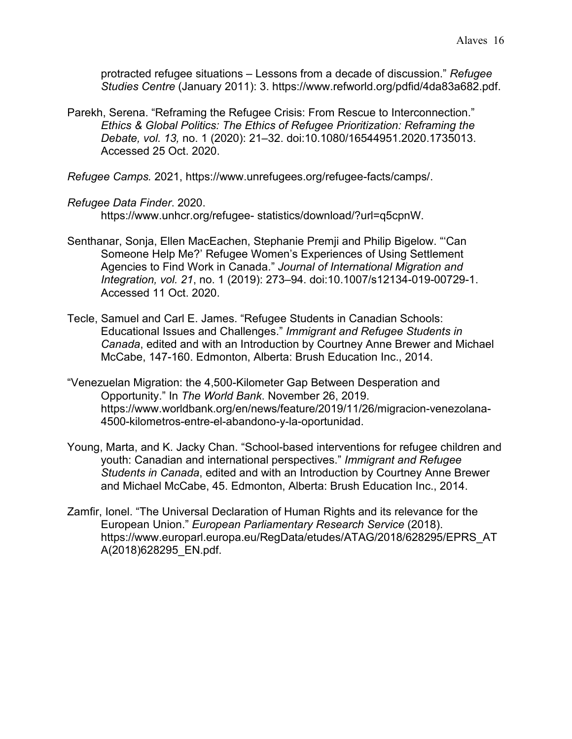protracted refugee situations – Lessons from a decade of discussion." *Refugee Studies Centre* (January 2011): 3. https://www.refworld.org/pdfid/4da83a682.pdf.

Parekh, Serena. "Reframing the Refugee Crisis: From Rescue to Interconnection." *Ethics & Global Politics: The Ethics of Refugee Prioritization: Reframing the Debate, vol. 13,* no. 1 (2020): 21–32. doi:10.1080/16544951.2020.1735013. Accessed 25 Oct. 2020.

*Refugee Camps.* 2021, https://www.unrefugees.org/refugee-facts/camps/.

*Refugee Data Finder*. 2020. https://www.unhcr.org/refugee- statistics/download/?url=q5cpnW.

Senthanar, Sonja, Ellen MacEachen, Stephanie Premji and Philip Bigelow. "'Can Someone Help Me?' Refugee Women's Experiences of Using Settlement Agencies to Find Work in Canada." *Journal of International Migration and Integration, vol. 21*, no. 1 (2019): 273–94. doi:10.1007/s12134-019-00729-1. Accessed 11 Oct. 2020.

Tecle, Samuel and Carl E. James. "Refugee Students in Canadian Schools: Educational Issues and Challenges." *Immigrant and Refugee Students in Canada*, edited and with an Introduction by Courtney Anne Brewer and Michael McCabe, 147-160. Edmonton, Alberta: Brush Education Inc., 2014.

"Venezuelan Migration: the 4,500-Kilometer Gap Between Desperation and Opportunity." In *The World Bank*. November 26, 2019. https://www.worldbank.org/en/news/feature/2019/11/26/migracion-venezolana-4500-kilometros-entre-el-abandono-y-la-oportunidad.

Young, Marta, and K. Jacky Chan. "School-based interventions for refugee children and youth: Canadian and international perspectives." *Immigrant and Refugee Students in Canada*, edited and with an Introduction by Courtney Anne Brewer and Michael McCabe, 45. Edmonton, Alberta: Brush Education Inc., 2014.

Zamfir, Ionel. "The Universal Declaration of Human Rights and its relevance for the European Union." *European Parliamentary Research Service* (2018). https://www.europarl.europa.eu/RegData/etudes/ATAG/2018/628295/EPRS_ATA(2018)628295_EN.pdf.